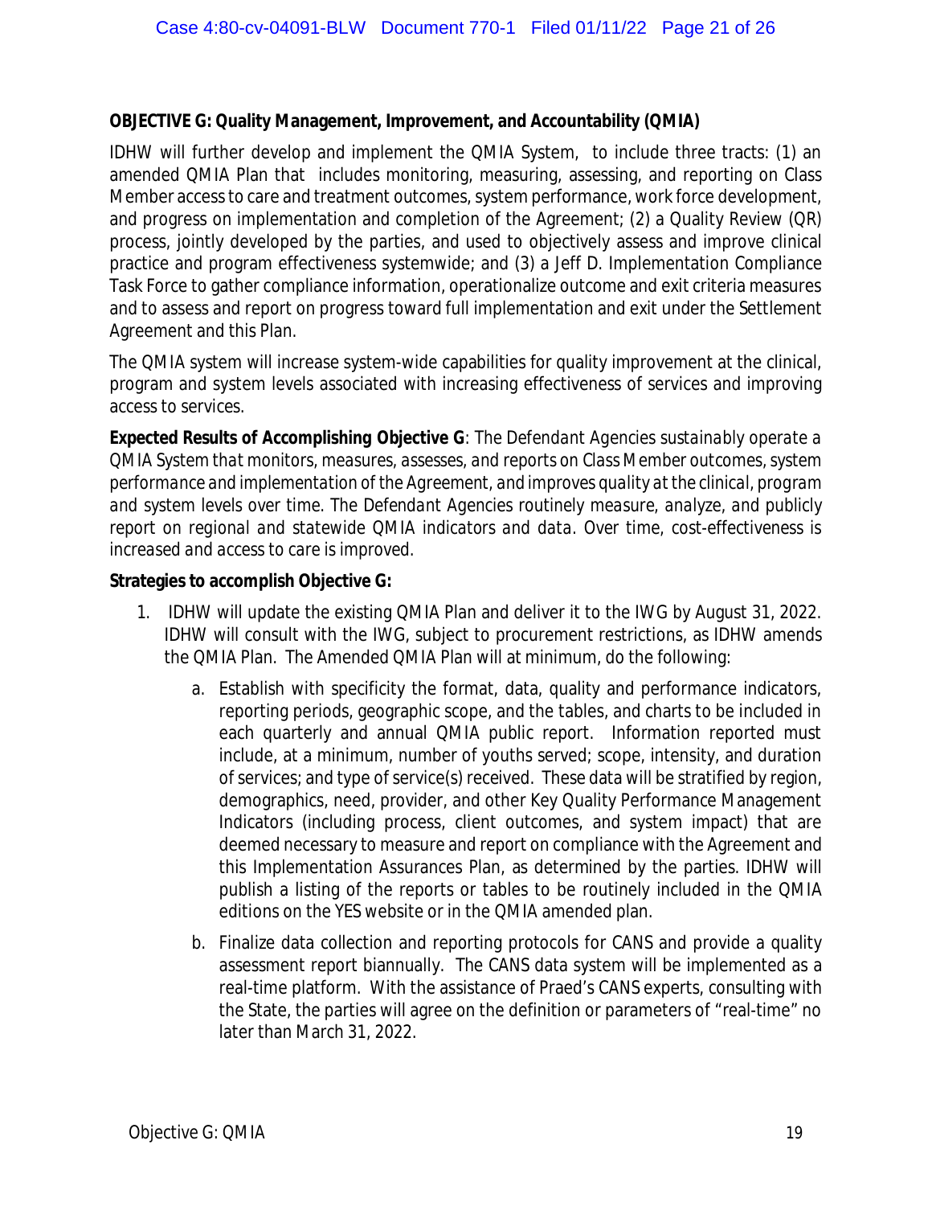**OBJECTIVE G: Quality Management, Improvement, and Accountability (QMIA)**

IDHW will further develop and implement the QMIA System, to include three tracts: (1) an amended QMIA Plan that includes monitoring, measuring, assessing, and reporting on Class Member access to care and treatment outcomes, system performance, work force development, and progress on implementation and completion of the Agreement; (2) a Quality Review (QR) process, jointly developed by the parties, and used to objectively assess and improve clinical practice and program effectiveness systemwide; and (3) a Jeff D. Implementation Compliance Task Force to gather compliance information, operationalize outcome and exit criteria measures and to assess and report on progress toward full implementation and exit under the Settlement Agreement and this Plan.

The QMIA system will increase system-wide capabilities for quality improvement at the clinical, program and system levels associated with increasing effectiveness of services and improving access to services.

**Expected Results of Accomplishing Objective G**: *The Defendant Agencies sustainably operate a QMIA System that monitors, measures, assesses, and reports on Class Member outcomes, system performance and implementation of the Agreement, and improves quality at the clinical, program and system levels over time. The Defendant Agencies routinely measure, analyze, and publicly report on regional and statewide QMIA indicators and data. Over time, cost-effectiveness is increased and access to care is improved.*

**Strategies to accomplish Objective G:**

1. IDHW will update the existing QMIA Plan and deliver it to the IWG by August 31, 2022. IDHW will consult with the IWG, subject to procurement restrictions, as IDHW amends the QMIA Plan. The Amended QMIA Plan will at minimum, do the following:

    a. Establish with specificity the format, data, quality and performance indicators, reporting periods, geographic scope, and the tables, and charts to be included in each quarterly and annual QMIA public report. Information reported must include, at a minimum, number of youths served; scope, intensity, and duration of services; and type of service(s) received. These data will be stratified by region, demographics, need, provider, and other Key Quality Performance Management Indicators (including process, client outcomes, and system impact) that are deemed necessary to measure and report on compliance with the Agreement and this Implementation Assurances Plan, as determined by the parties. IDHW will publish a listing of the reports or tables to be routinely included in the QMIA editions on the YES website or in the QMIA amended plan.

    b. Finalize data collection and reporting protocols for CANS and provide a quality assessment report biannually. The CANS data system will be implemented as a real-time platform. With the assistance of Praed's CANS experts, consulting with the State, the parties will agree on the definition or parameters of "real-time" no later than March 31, 2022.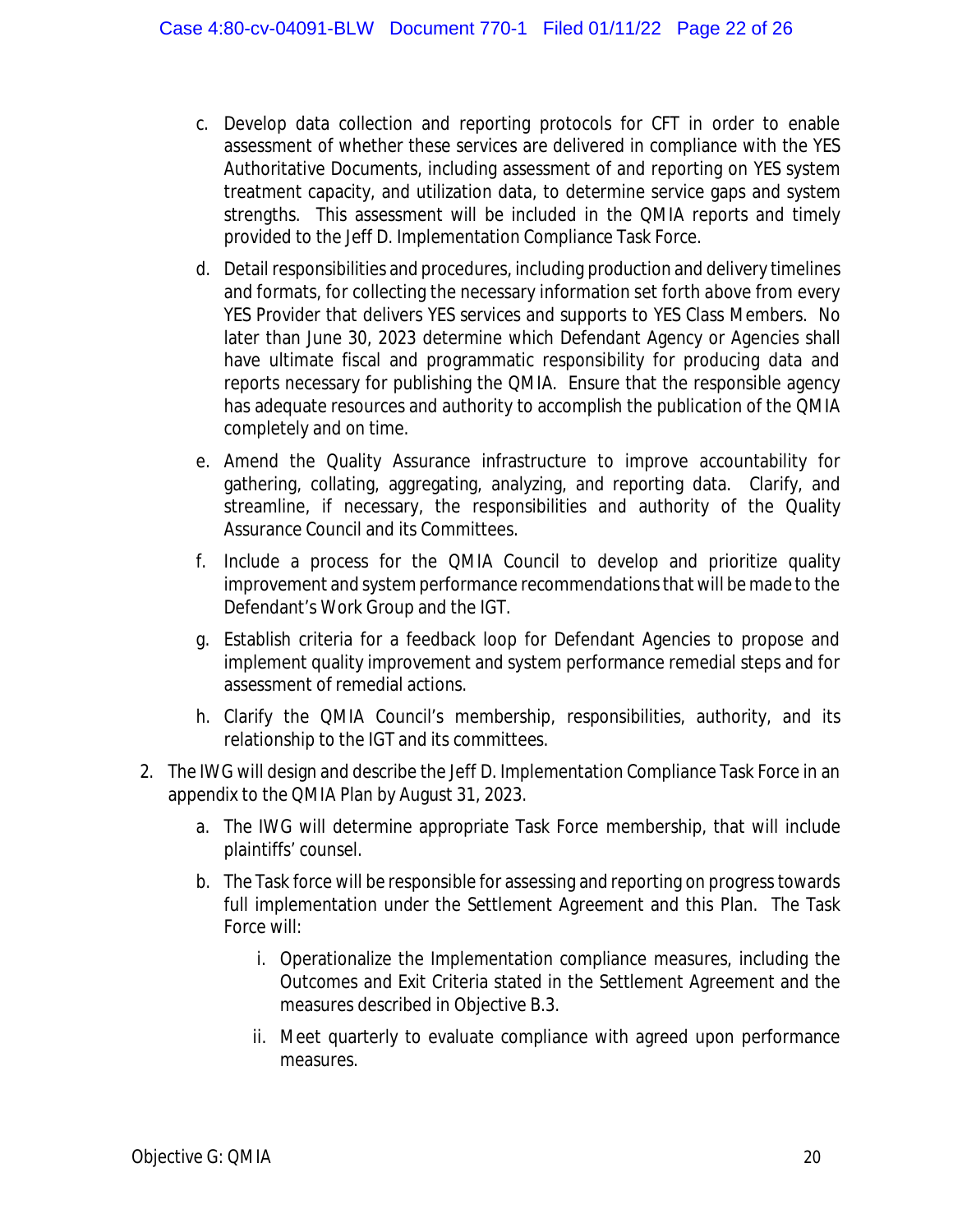c. Develop data collection and reporting protocols for CFT in order to enable assessment of whether these services are delivered in compliance with the YES Authoritative Documents, including assessment of and reporting on YES system treatment capacity, and utilization data, to determine service gaps and system strengths. This assessment will be included in the QMIA reports and timely provided to the Jeff D. Implementation Compliance Task Force.

d. Detail responsibilities and procedures, including production and delivery timelines and formats, for collecting the necessary information set forth above from every YES Provider that delivers YES services and supports to YES Class Members. No later than June 30, 2023 determine which Defendant Agency or Agencies shall have ultimate fiscal and programmatic responsibility for producing data and reports necessary for publishing the QMIA. Ensure that the responsible agency has adequate resources and authority to accomplish the publication of the QMIA completely and on time.

e. Amend the Quality Assurance infrastructure to improve accountability for gathering, collating, aggregating, analyzing, and reporting data. Clarify, and streamline, if necessary, the responsibilities and authority of the Quality Assurance Council and its Committees.

f. Include a process for the QMIA Council to develop and prioritize quality improvement and system performance recommendations that will be made to the Defendant's Work Group and the IGT.

g. Establish criteria for a feedback loop for Defendant Agencies to propose and implement quality improvement and system performance remedial steps and for assessment of remedial actions.

h. Clarify the QMIA Council's membership, responsibilities, authority, and its relationship to the IGT and its committees.

2. The IWG will design and describe the Jeff D. Implementation Compliance Task Force in an appendix to the QMIA Plan by August 31, 2023.

   a. The IWG will determine appropriate Task Force membership, that will include plaintiffs' counsel.

   b. The Task force will be responsible for assessing and reporting on progress towards full implementation under the Settlement Agreement and this Plan. The Task Force will:

      i. Operationalize the Implementation compliance measures, including the Outcomes and Exit Criteria stated in the Settlement Agreement and the measures described in Objective B.3.

      ii. Meet quarterly to evaluate compliance with agreed upon performance measures.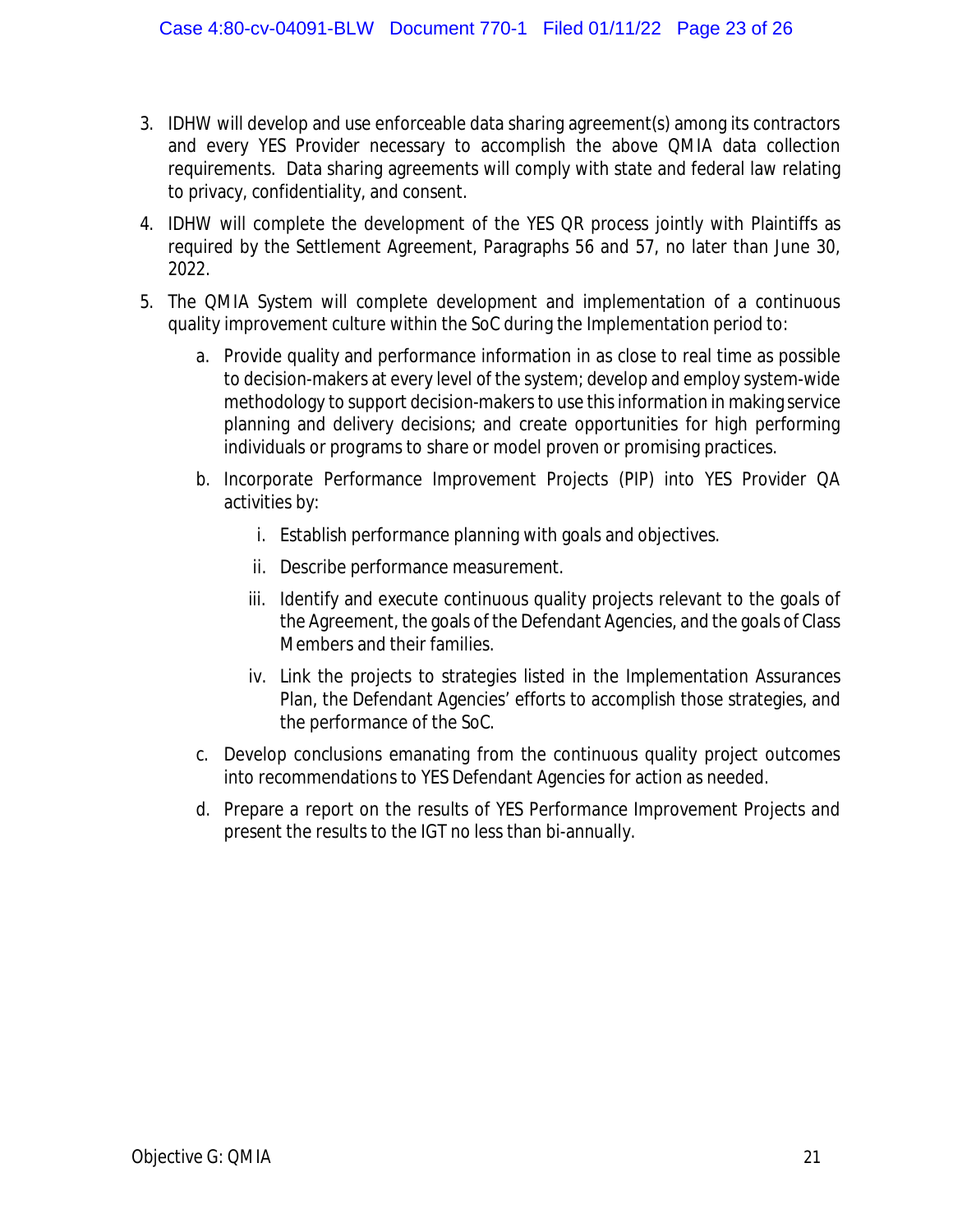3. IDHW will develop and use enforceable data sharing agreement(s) among its contractors and every YES Provider necessary to accomplish the above QMIA data collection requirements. Data sharing agreements will comply with state and federal law relating to privacy, confidentiality, and consent.
4. IDHW will complete the development of the YES QR process jointly with Plaintiffs as required by the Settlement Agreement, Paragraphs 56 and 57, no later than June 30, 2022.
5. The QMIA System will complete development and implementation of a continuous quality improvement culture within the SoC during the Implementation period to:
   a. Provide quality and performance information in as close to real time as possible to decision-makers at every level of the system; develop and employ system-wide methodology to support decision-makers to use this information in making service planning and delivery decisions; and create opportunities for high performing individuals or programs to share or model proven or promising practices.
   b. Incorporate Performance Improvement Projects (PIP) into YES Provider QA activities by:
      i. Establish performance planning with goals and objectives.
      ii. Describe performance measurement.
      iii. Identify and execute continuous quality projects relevant to the goals of the Agreement, the goals of the Defendant Agencies, and the goals of Class Members and their families.
      iv. Link the projects to strategies listed in the Implementation Assurances Plan, the Defendant Agencies' efforts to accomplish those strategies, and the performance of the SoC.
   c. Develop conclusions emanating from the continuous quality project outcomes into recommendations to YES Defendant Agencies for action as needed.
   d. Prepare a report on the results of YES Performance Improvement Projects and present the results to the IGT no less than bi-annually.